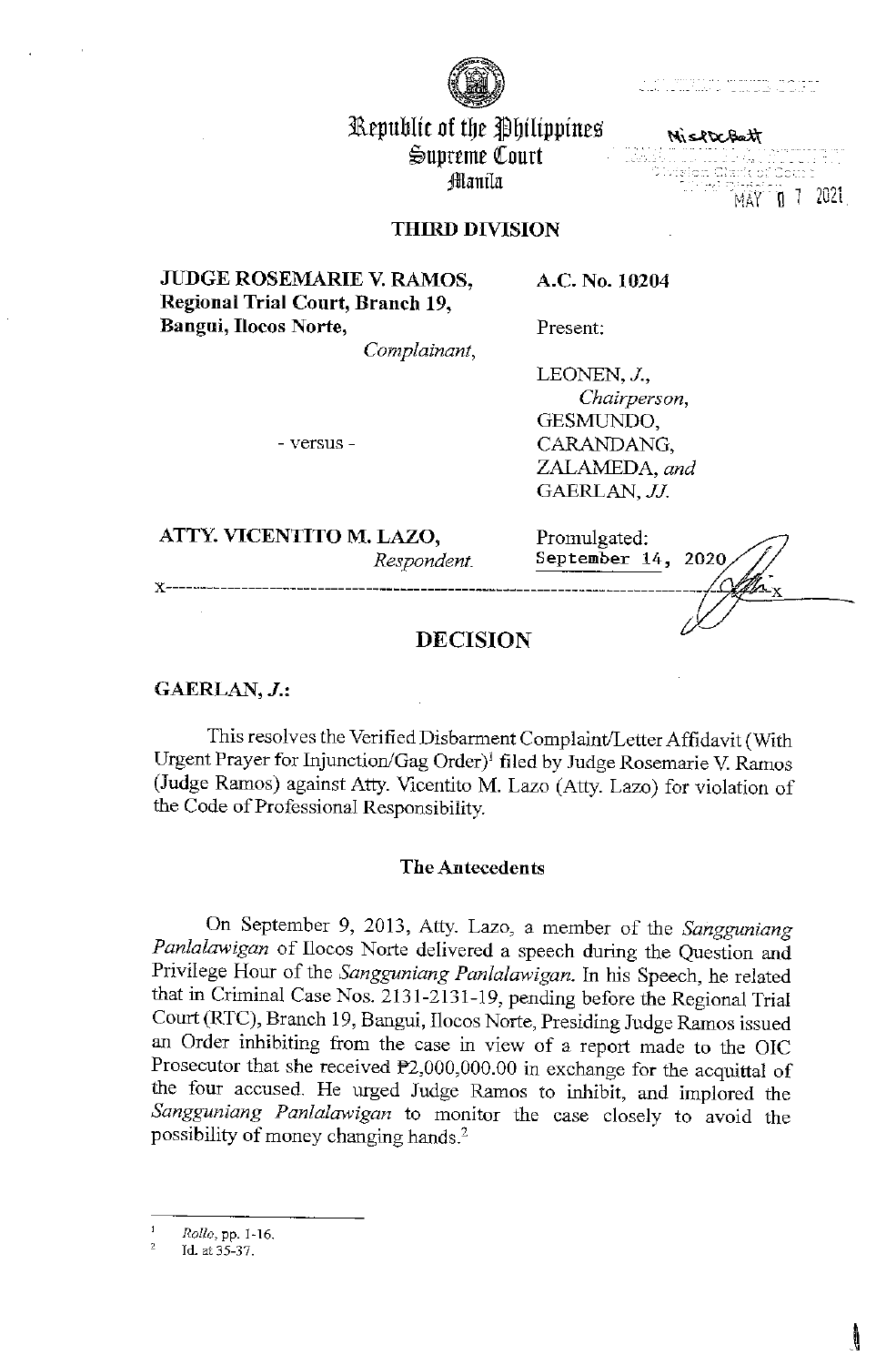Republic of the Philippines
Supreme Court
Manila

MisDcBatt

MAY 07 2021

## THIRD DIVISION

**JUDGE ROSEMARIE V. RAMOS, Regional Trial Court, Branch 19, Bangui, Ilocos Norte,**
*Complainant,*

- versus -

**ATTY. VICENTITO M. LAZO,**
*Respondent.*

**A.C. No. 10204**

Present:

LEONEN, *J.,*
*Chairperson,*
GESMUNDO,
CARANDANG,
ZALAMEDA, *and*
GAERLAN, *JJ.*

Promulgated:
September 14, 2020

x-----------------------------------------------------------------------------------x

# DECISION

**GAERLAN, *J.*:**

This resolves the Verified Disbarment Complaint/Letter Affidavit (With Urgent Prayer for Injunction/Gag Order)[1] filed by Judge Rosemarie V. Ramos (Judge Ramos) against Atty. Vicentito M. Lazo (Atty. Lazo) for violation of the Code of Professional Responsibility.

## The Antecedents

On September 9, 2013, Atty. Lazo, a member of the *Sangguniang Panlalawigan* of Ilocos Norte delivered a speech during the Question and Privilege Hour of the *Sangguniang Panlalawigan*. In his Speech, he related that in Criminal Case Nos. 2131-2131-19, pending before the Regional Trial Court (RTC), Branch 19, Bangui, Ilocos Norte, Presiding Judge Ramos issued an Order inhibiting from the case in view of a report made to the OIC Prosecutor that she received ₱2,000,000.00 in exchange for the acquittal of the four accused. He urged Judge Ramos to inhibit, and implored the *Sangguniang Panlalawigan* to monitor the case closely to avoid the possibility of money changing hands.[2]

---

[1] *Rollo*, pp. 1-16.

[2] Id. at 35-37.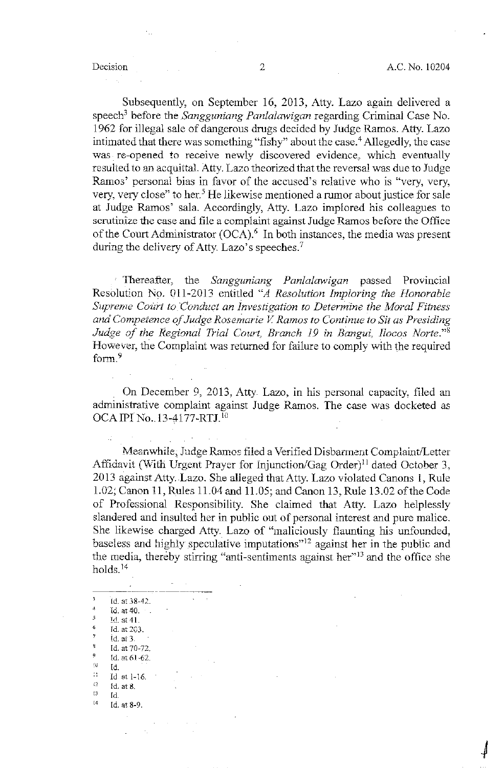Subsequently, on September 16, 2013, Atty. Lazo again delivered a speech[3] before the *Sangguniang Panlalawigan* regarding Criminal Case No. 1962 for illegal sale of dangerous drugs decided by Judge Ramos. Atty. Lazo intimated that there was something "fishy" about the case.[4] Allegedly, the case was re-opened to receive newly discovered evidence, which eventually resulted to an acquittal. Atty. Lazo theorized that the reversal was due to Judge Ramos' personal bias in favor of the accused's relative who is "very, very, very, very close" to her.[5] He likewise mentioned a rumor about justice for sale at Judge Ramos' sala. Accordingly, Atty. Lazo implored his colleagues to scrutinize the case and file a complaint against Judge Ramos before the Office of the Court Administrator (OCA).[6] In both instances, the media was present during the delivery of Atty. Lazo's speeches.[7]

Thereafter, the *Sangguniang Panlalawigan* passed Provincial Resolution No. 011-2013 entitled "*A Resolution Imploring the Honorable Supreme Court to Conduct an Investigation to Determine the Moral Fitness and Competence of Judge Rosemarie V. Ramos to Continue to Sit as Presiding Judge of the Regional Trial Court, Branch 19 in Bangui, Ilocos Norte.*"[8] However, the Complaint was returned for failure to comply with the required form.[9]

On December 9, 2013, Atty. Lazo, in his personal capacity, filed an administrative complaint against Judge Ramos. The case was docketed as OCA IPI No. 13-4177-RTJ.[10]

Meanwhile, Judge Ramos filed a Verified Disbarment Complaint/Letter Affidavit (With Urgent Prayer for Injunction/Gag Order)[11] dated October 3, 2013 against Atty. Lazo. She alleged that Atty. Lazo violated Canons 1, Rule 1.02; Canon 11, Rules 11.04 and 11.05; and Canon 13, Rule 13.02 of the Code of Professional Responsibility. She claimed that Atty. Lazo helplessly slandered and insulted her in public out of personal interest and pure malice. She likewise charged Atty. Lazo of "maliciously flaunting his unfounded, baseless and highly speculative imputations"[12] against her in the public and the media, thereby stirring "anti-sentiments against her"[13] and the office she holds.[14]

---

[3] Id. at 38-42.
[4] Id. at 40.
[5] Id. at 41.
[6] Id. at 203.
[7] Id. at 3.
[8] Id. at 70-72.
[9] Id. at 61-62.
[10] Id.
[11] Id at 1-16.
[12] Id. at 8.
[13] Id.
[14] Id. at 8-9.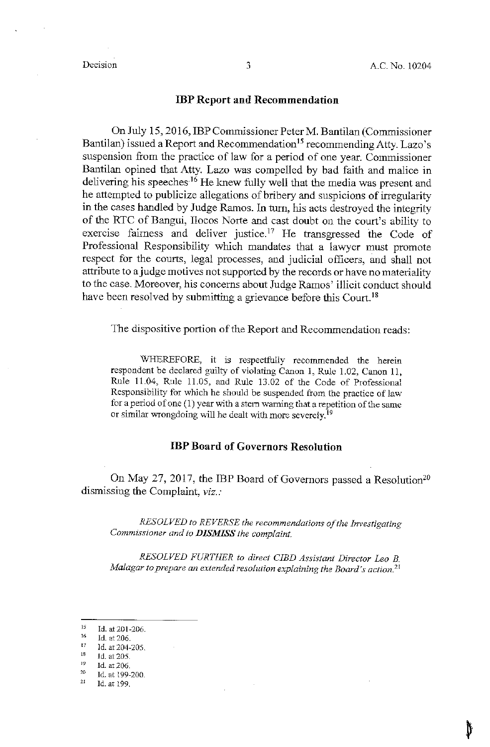## IBP Report and Recommendation

On July 15, 2016, IBP Commissioner Peter M. Bantilan (Commissioner Bantilan) issued a Report and Recommendation[15] recommending Atty. Lazo's suspension from the practice of law for a period of one year. Commissioner Bantilan opined that Atty. Lazo was compelled by bad faith and malice in delivering his speeches.[16] He knew fully well that the media was present and he attempted to publicize allegations of bribery and suspicions of irregularity in the cases handled by Judge Ramos. In turn, his acts destroyed the integrity of the RTC of Bangui, Ilocos Norte and cast doubt on the court's ability to exercise fairness and deliver justice.[17] He transgressed the Code of Professional Responsibility which mandates that a lawyer must promote respect for the courts, legal processes, and judicial officers, and shall not attribute to a judge motives not supported by the records or have no materiality to the case. Moreover, his concerns about Judge Ramos' illicit conduct should have been resolved by submitting a grievance before this Court.[18]

The dispositive portion of the Report and Recommendation reads:

> WHEREFORE, it is respectfully recommended the herein respondent be declared guilty of violating Canon 1, Rule 1.02, Canon 11, Rule 11.04, Rule 11.05, and Rule 13.02 of the Code of Professional Responsibility for which he should be suspended from the practice of law for a period of one (1) year with a stern warning that a repetition of the same or similar wrongdoing will be dealt with more severely.[19]

## IBP Board of Governors Resolution

On May 27, 2017, the IBP Board of Governors passed a Resolution[20] dismissing the Complaint, *viz.*:

> *RESOLVED to REVERSE the recommendations of the Investigating Commissioner and to* ***DISMISS*** *the complaint.*
>
> *RESOLVED FURTHER to direct CIBD Assistant Director Leo B. Malagar to prepare an extended resolution explaining the Board's action.*[21]

---

[15] Id. at 201-206.
[16] Id. at 206.
[17] Id. at 204-205.
[18] Id. at 205.
[19] Id. at 206.
[20] Id. at 199-200.
[21] Id. at 199.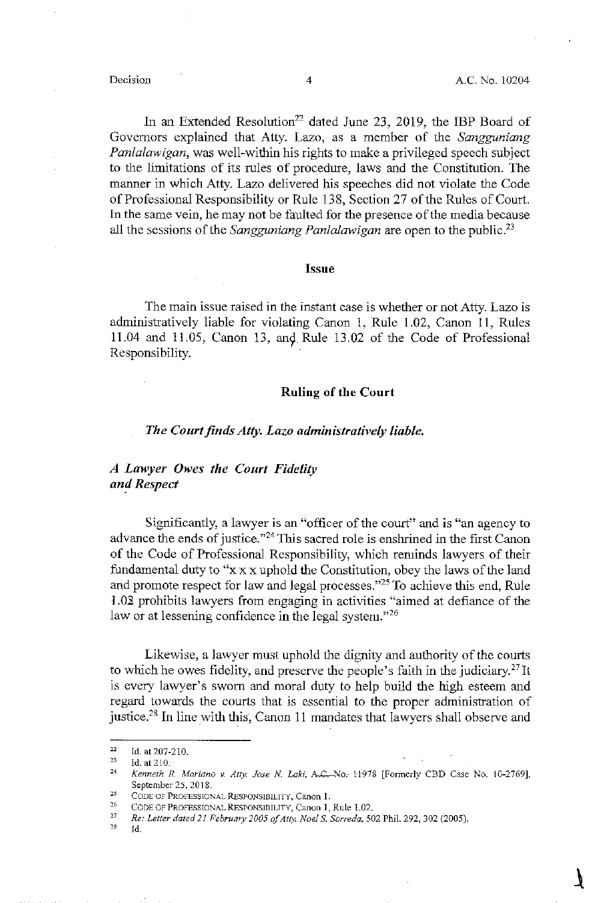In an Extended Resolution[22] dated June 23, 2019, the IBP Board of Governors explained that Atty. Lazo, as a member of the *Sangguniang Panlalawigan*, was well-within his rights to make a privileged speech subject to the limitations of its rules of procedure, laws and the Constitution. The manner in which Atty. Lazo delivered his speeches did not violate the Code of Professional Responsibility or Rule 138, Section 27 of the Rules of Court. In the same vein, he may not be faulted for the presence of the media because all the sessions of the *Sangguniang Panlalawigan* are open to the public.[23]

## Issue

The main issue raised in the instant case is whether or not Atty. Lazo is administratively liable for violating Canon 1, Rule 1.02, Canon 11, Rules 11.04 and 11.05, Canon 13, and Rule 13.02 of the Code of Professional Responsibility.

## Ruling of the Court

***The Court finds Atty. Lazo administratively liable.***

***A Lawyer Owes the Court Fidelity and Respect***

Significantly, a lawyer is an "officer of the court" and is "an agency to advance the ends of justice."[24] This sacred role is enshrined in the first Canon of the Code of Professional Responsibility, which reminds lawyers of their fundamental duty to "x x x uphold the Constitution, obey the laws of the land and promote respect for law and legal processes."[25] To achieve this end, Rule 1.02 prohibits lawyers from engaging in activities "aimed at defiance of the law or at lessening confidence in the legal system."[26]

Likewise, a lawyer must uphold the dignity and authority of the courts to which he owes fidelity, and preserve the people's faith in the judiciary.[27] It is every lawyer's sworn and moral duty to help build the high esteem and regard towards the courts that is essential to the proper administration of justice.[28] In line with this, Canon 11 mandates that lawyers shall observe and

---

[22] Id. at 207-210.

[23] Id. at 210.

[24] *Kenneth R. Mariano v. Atty. Jose N. Laki*, A.C. No. 11978 [Formerly CBD Case No. 10-2769], September 25, 2018.

[25] CODE OF PROFESSIONAL RESPONSIBILITY, Canon 1.

[26] CODE OF PROFESSIONAL RESPONSIBILITY, Canon 1, Rule 1.02.

[27] *Re: Letter dated 21 February 2005 of Atty. Noel S. Sorreda*, 502 Phil. 292, 302 (2005).

[28] Id.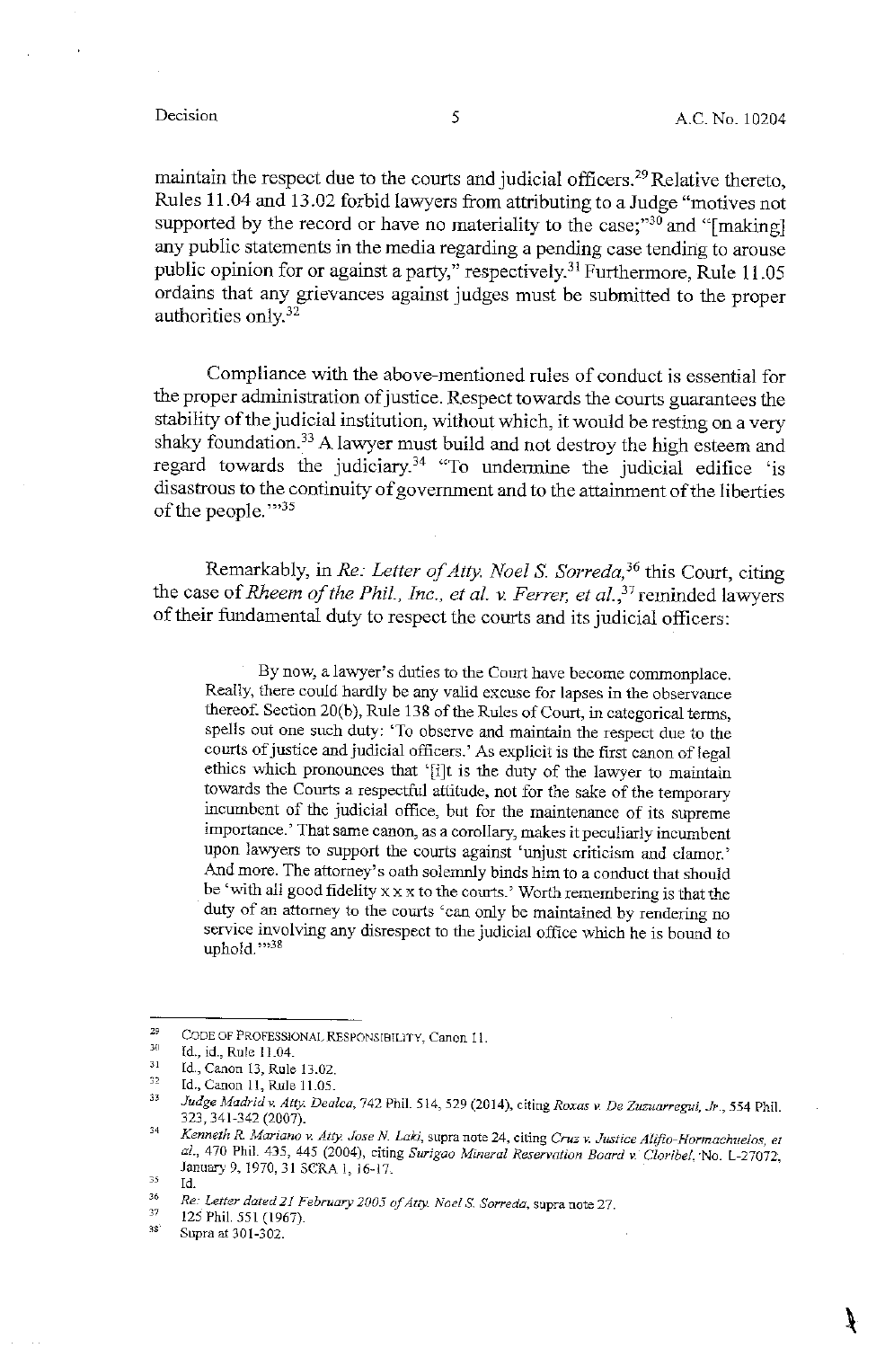maintain the respect due to the courts and judicial officers.[29] Relative thereto, Rules 11.04 and 13.02 forbid lawyers from attributing to a Judge "motives not supported by the record or have no materiality to the case;"[30] and "[making] any public statements in the media regarding a pending case tending to arouse public opinion for or against a party," respectively.[31] Furthermore, Rule 11.05 ordains that any grievances against judges must be submitted to the proper authorities only.[32]

Compliance with the above-mentioned rules of conduct is essential for the proper administration of justice. Respect towards the courts guarantees the stability of the judicial institution, without which, it would be resting on a very shaky foundation.[33] A lawyer must build and not destroy the high esteem and regard towards the judiciary.[34] "To undermine the judicial edifice 'is disastrous to the continuity of government and to the attainment of the liberties of the people.'"[35]

Remarkably, in *Re: Letter of Atty. Noel S. Sorreda*,[36] this Court, citing the case of *Rheem of the Phil., Inc., et al. v. Ferrer, et al.*,[37] reminded lawyers of their fundamental duty to respect the courts and its judicial officers:

> By now, a lawyer's duties to the Court have become commonplace. Really, there could hardly be any valid excuse for lapses in the observance thereof. Section 20(b), Rule 138 of the Rules of Court, in categorical terms, spells out one such duty: 'To observe and maintain the respect due to the courts of justice and judicial officers.' As explicit is the first canon of legal ethics which pronounces that '[i]t is the duty of the lawyer to maintain towards the Courts a respectful attitude, not for the sake of the temporary incumbent of the judicial office, but for the maintenance of its supreme importance.' That same canon, as a corollary, makes it peculiarly incumbent upon lawyers to support the courts against 'unjust criticism and clamor.' And more. The attorney's oath solemnly binds him to a conduct that should be 'with all good fidelity x x x to the courts.' Worth remembering is that the duty of an attorney to the courts 'can only be maintained by rendering no service involving any disrespect to the judicial office which he is bound to uphold.'"[38]

---

[29] CODE OF PROFESSIONAL RESPONSIBILITY, Canon 11.

[30] Id., id., Rule 11.04.

[31] Id., Canon 13, Rule 13.02.

[32] Id., Canon 11, Rule 11.05.

[33] *Judge Madrid v. Atty. Dealca*, 742 Phil. 514, 529 (2014), citing *Roxas v. De Zuzuarregui, Jr.*, 554 Phil. 323, 341-342 (2007).

[34] *Kenneth R. Mariano v. Atty. Jose N. Laki*, supra note 24, citing *Cruz v. Justice Aliño-Hormachuelos, et al.*, 470 Phil. 435, 445 (2004), citing *Surigao Mineral Reservation Board v. Cloribel*, No. L-27072, January 9, 1970, 31 SCRA 1, 16-17.

[35] Id.

[36] *Re: Letter dated 21 February 2005 of Atty. Noel S. Sorreda*, supra note 27.

[37] 125 Phil. 551 (1967).

[38] Supra at 301-302.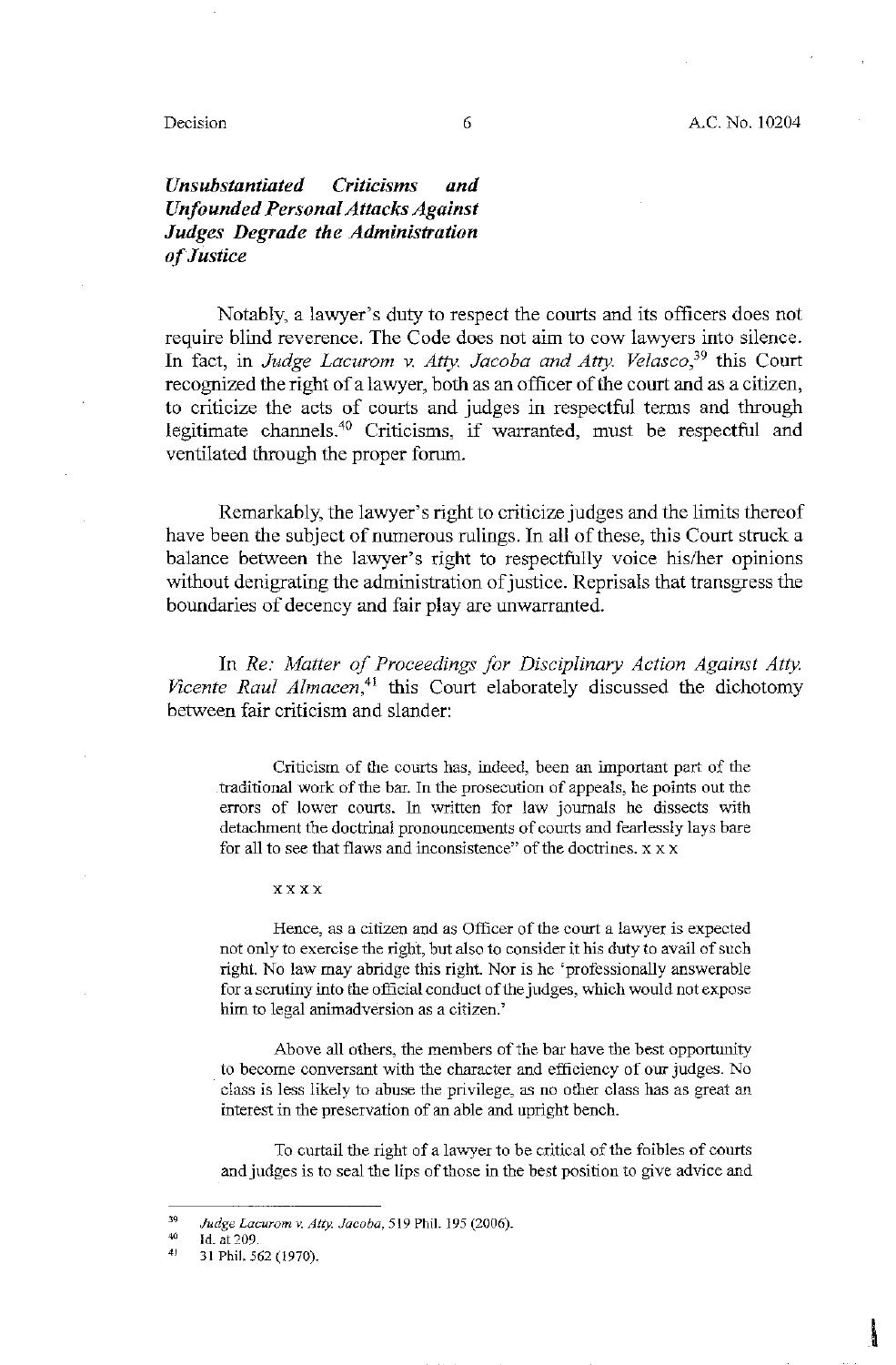***Unsubstantiated Criticisms and Unfounded Personal Attacks Against Judges Degrade the Administration of Justice***

Notably, a lawyer's duty to respect the courts and its officers does not require blind reverence. The Code does not aim to cow lawyers into silence. In fact, in *Judge Lacurom v. Atty. Jacoba and Atty. Velasco*,[39] this Court recognized the right of a lawyer, both as an officer of the court and as a citizen, to criticize the acts of courts and judges in respectful terms and through legitimate channels.[40] Criticisms, if warranted, must be respectful and ventilated through the proper forum.

Remarkably, the lawyer's right to criticize judges and the limits thereof have been the subject of numerous rulings. In all of these, this Court struck a balance between the lawyer's right to respectfully voice his/her opinions without denigrating the administration of justice. Reprisals that transgress the boundaries of decency and fair play are unwarranted.

In *Re: Matter of Proceedings for Disciplinary Action Against Atty. Vicente Raul Almacen*,[41] this Court elaborately discussed the dichotomy between fair criticism and slander:

> Criticism of the courts has, indeed, been an important part of the traditional work of the bar. In the prosecution of appeals, he points out the errors of lower courts. In written for law journals he dissects with detachment the doctrinal pronouncements of courts and fearlessly lays bare for all to see that flaws and inconsistence" of the doctrines. x x x
>
> x x x x
>
> Hence, as a citizen and as Officer of the court a lawyer is expected not only to exercise the right, but also to consider it his duty to avail of such right. No law may abridge this right. Nor is he 'professionally answerable for a scrutiny into the official conduct of the judges, which would not expose him to legal animadversion as a citizen.'
>
> Above all others, the members of the bar have the best opportunity to become conversant with the character and efficiency of our judges. No class is less likely to abuse the privilege, as no other class has as great an interest in the preservation of an able and upright bench.
>
> To curtail the right of a lawyer to be critical of the foibles of courts and judges is to seal the lips of those in the best position to give advice and

---

[39] *Judge Lacurom v. Atty. Jacoba*, 519 Phil. 195 (2006).

[40] Id. at 209.

[41] 31 Phil. 562 (1970).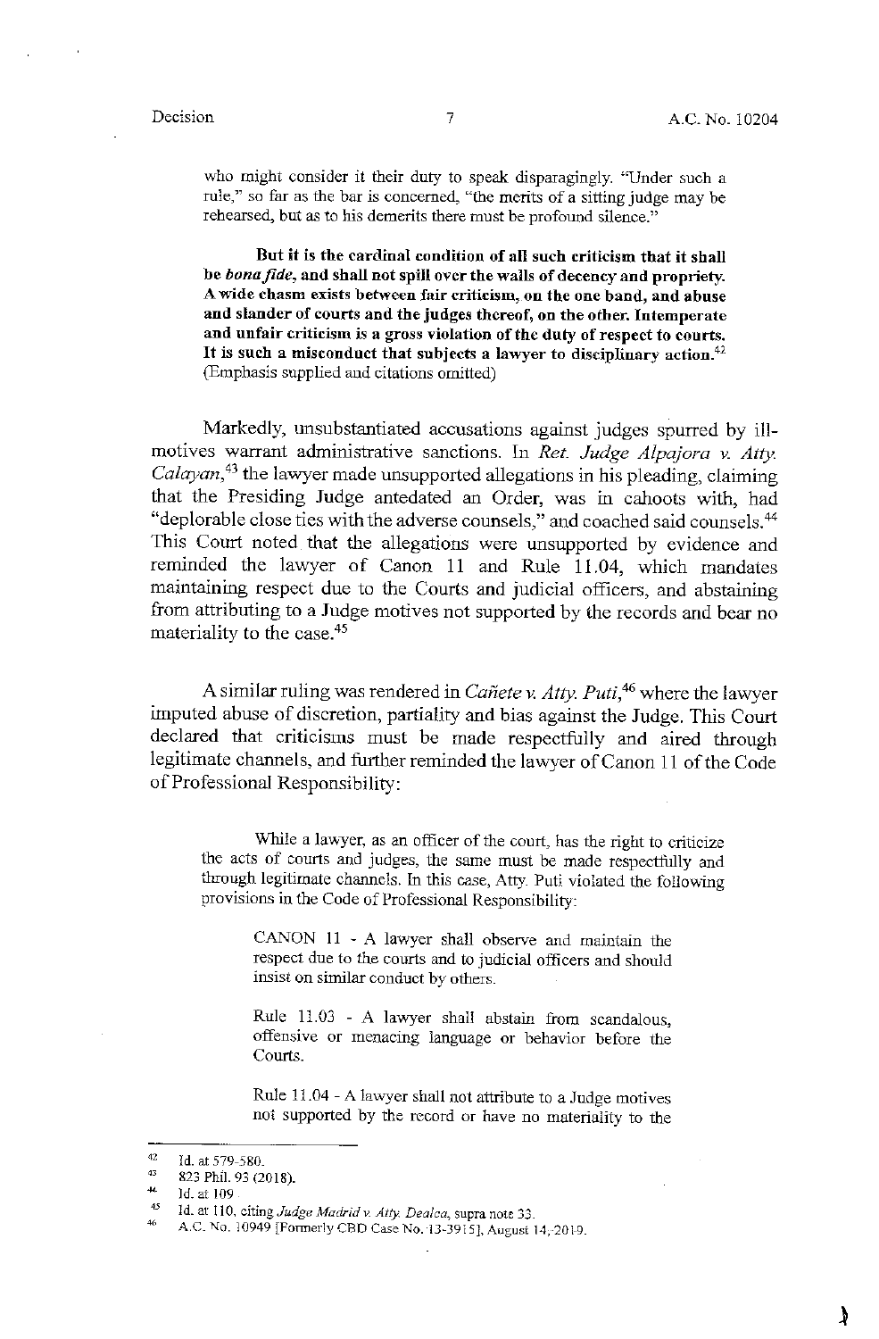who might consider it their duty to speak disparagingly. "Under such a rule," so far as the bar is concerned, "the merits of a sitting judge may be rehearsed, but as to his demerits there must be profound silence."

> **But it is the cardinal condition of all such criticism that it shall be *bona fide*, and shall not spill over the walls of decency and propriety. A wide chasm exists between fair criticism, on the one hand, and abuse and slander of courts and the judges thereof, on the other. Intemperate and unfair criticism is a gross violation of the duty of respect to courts. It is such a misconduct that subjects a lawyer to disciplinary action.**[42] (Emphasis supplied and citations omitted)

Markedly, unsubstantiated accusations against judges spurred by ill-motives warrant administrative sanctions. In *Ret. Judge Alpajora v. Atty. Calayan*,[43] the lawyer made unsupported allegations in his pleading, claiming that the Presiding Judge antedated an Order, was in cahoots with, had "deplorable close ties with the adverse counsels," and coached said counsels.[44] This Court noted that the allegations were unsupported by evidence and reminded the lawyer of Canon 11 and Rule 11.04, which mandates maintaining respect due to the Courts and judicial officers, and abstaining from attributing to a Judge motives not supported by the records and bear no materiality to the case.[45]

A similar ruling was rendered in *Cañete v. Atty. Puti*,[46] where the lawyer imputed abuse of discretion, partiality and bias against the Judge. This Court declared that criticisms must be made respectfully and aired through legitimate channels, and further reminded the lawyer of Canon 11 of the Code of Professional Responsibility:

> While a lawyer, as an officer of the court, has the right to criticize the acts of courts and judges, the same must be made respectfully and through legitimate channels. In this case, Atty. Puti violated the following provisions in the Code of Professional Responsibility:
>
> > CANON 11 - A lawyer shall observe and maintain the respect due to the courts and to judicial officers and should insist on similar conduct by others.
> >
> > Rule 11.03 - A lawyer shall abstain from scandalous, offensive or menacing language or behavior before the Courts.
> >
> > Rule 11.04 - A lawyer shall not attribute to a Judge motives not supported by the record or have no materiality to the

---

[42] Id. at 579-580.

[43] 823 Phil. 93 (2018).

[44] Id. at 109.

[45] Id. at 110, citing *Judge Madrid v. Atty. Dealca*, supra note 33.

[46] A.C. No. 10949 [Formerly CBD Case No. 13-3915], August 14, 2019.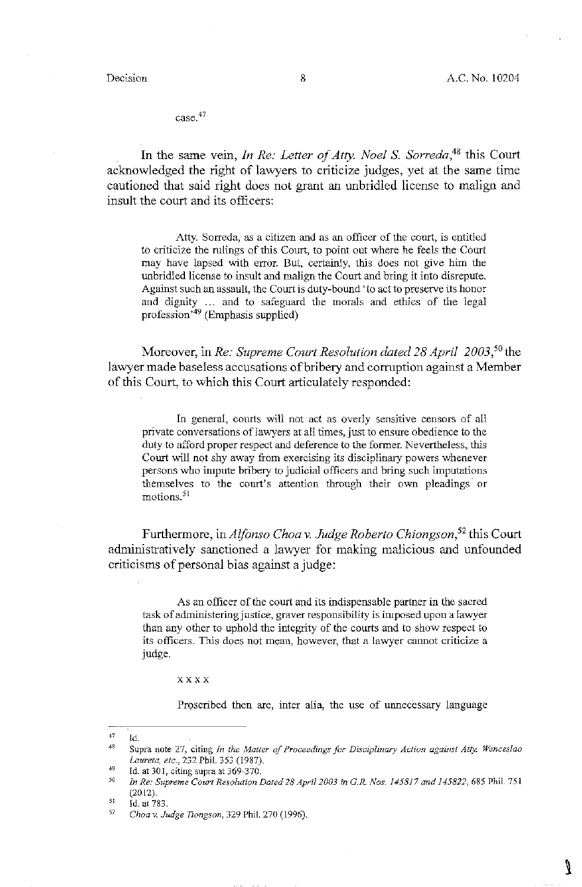case.[47]

In the same vein, *In Re: Letter of Atty. Noel S. Sorreda*,[48] this Court acknowledged the right of lawyers to criticize judges, yet at the same time cautioned that said right does not grant an unbridled license to malign and insult the court and its officers:

> Atty. Sorreda, as a citizen and as an officer of the court, is entitled to criticize the rulings of this Court, to point out where he feels the Court may have lapsed with error. But, certainly, this does not give him the unbridled license to insult and malign the Court and bring it into disrepute. Against such an assault, the Court is duty-bound 'to act to preserve its honor and dignity ... and to safeguard the morals and ethics of the legal profession'[49] (Emphasis supplied)

Moreover, in *Re: Supreme Court Resolution dated 28 April 2003*,[50] the lawyer made baseless accusations of bribery and corruption against a Member of this Court, to which this Court articulately responded:

> In general, courts will not act as overly sensitive censors of all private conversations of lawyers at all times, just to ensure obedience to the duty to afford proper respect and deference to the former. Nevertheless, this Court will not shy away from exercising its disciplinary powers whenever persons who impute bribery to judicial officers and bring such imputations themselves to the court's attention through their own pleadings or motions.[51]

Furthermore, in *Alfonso Choa v. Judge Roberto Chiongson*,[52] this Court administratively sanctioned a lawyer for making malicious and unfounded criticisms of personal bias against a judge:

> As an officer of the court and its indispensable partner in the sacred task of administering justice, graver responsibility is imposed upon a lawyer than any other to uphold the integrity of the courts and to show respect to its officers. This does not mean, however, that a lawyer cannot criticize a judge.
>
> x x x x
>
> Proscribed then are, inter alia, the use of unnecessary language

---

[47] Id.

[48] Supra note 27, citing *In the Matter of Proceedings for Disciplinary Action against Atty. Wenceslao Laureta, etc.*, 232 Phil. 353 (1987).

[49] Id. at 301, citing supra at 369-370.

[50] *In Re: Supreme Court Resolution Dated 28 April 2003 in G.R. Nos. 145817 and 145822*, 685 Phil. 751 (2012).

[51] Id. at 783.

[52] *Choa v. Judge Tiongson*, 329 Phil. 270 (1996).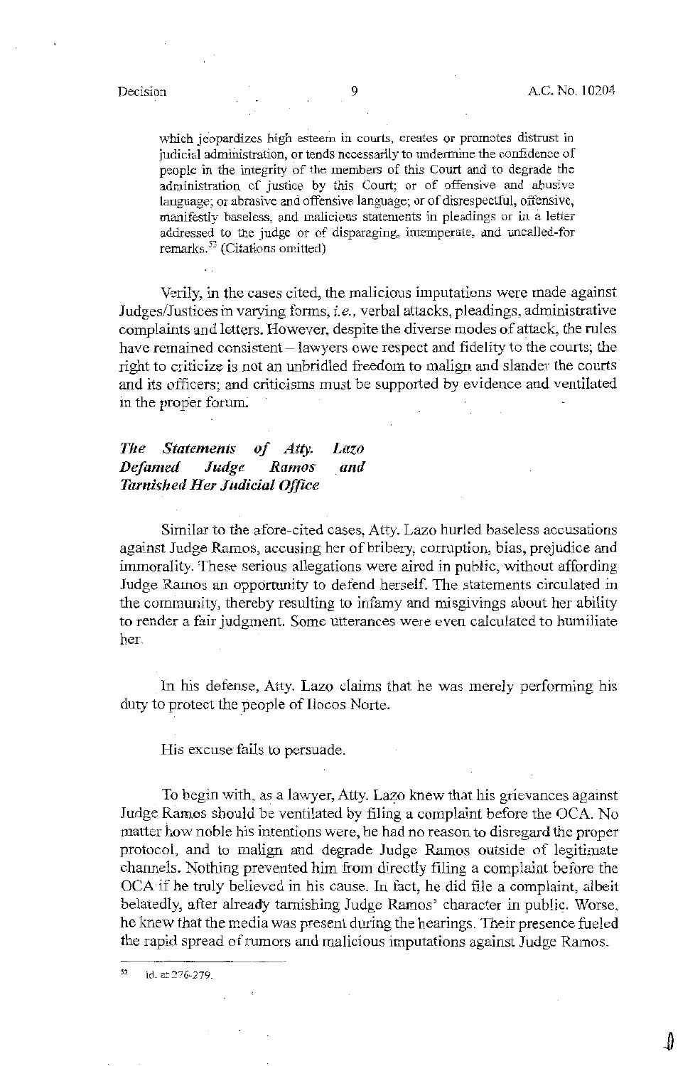> which jeopardizes high esteem in courts, creates or promotes distrust in judicial administration, or tends necessarily to undermine the confidence of people in the integrity of the members of this Court and to degrade the administration of justice by this Court; or of offensive and abusive language; or abrasive and offensive language; or of disrespectful, offensive, manifestly baseless, and malicious statements in pleadings or in a letter addressed to the judge or of disparaging, intemperate, and uncalled-for remarks.[53] (Citations omitted)

Verily, in the cases cited, the malicious imputations were made against Judges/Justices in varying forms, *i.e.*, verbal attacks, pleadings, administrative complaints and letters. However, despite the diverse modes of attack, the rules have remained consistent – lawyers owe respect and fidelity to the courts; the right to criticize is not an unbridled freedom to malign and slander the courts and its officers; and criticisms must be supported by evidence and ventilated in the proper forum.

***The Statements of Atty. Lazo Defamed Judge Ramos and Tarnished Her Judicial Office***

Similar to the afore-cited cases, Atty. Lazo hurled baseless accusations against Judge Ramos, accusing her of bribery, corruption, bias, prejudice and immorality. These serious allegations were aired in public, without affording Judge Ramos an opportunity to defend herself. The statements circulated in the community, thereby resulting to infamy and misgivings about her ability to render a fair judgment. Some utterances were even calculated to humiliate her.

In his defense, Atty. Lazo claims that he was merely performing his duty to protect the people of Ilocos Norte.

His excuse fails to persuade.

To begin with, as a lawyer, Atty. Lazo knew that his grievances against Judge Ramos should be ventilated by filing a complaint before the OCA. No matter how noble his intentions were, he had no reason to disregard the proper protocol, and to malign and degrade Judge Ramos outside of legitimate channels. Nothing prevented him from directly filing a complaint before the OCA if he truly believed in his cause. In fact, he did file a complaint, albeit belatedly, after already tarnishing Judge Ramos' character in public. Worse, he knew that the media was present during the hearings. Their presence fueled the rapid spread of rumors and malicious imputations against Judge Ramos.

---

[53] Id. at 276-279.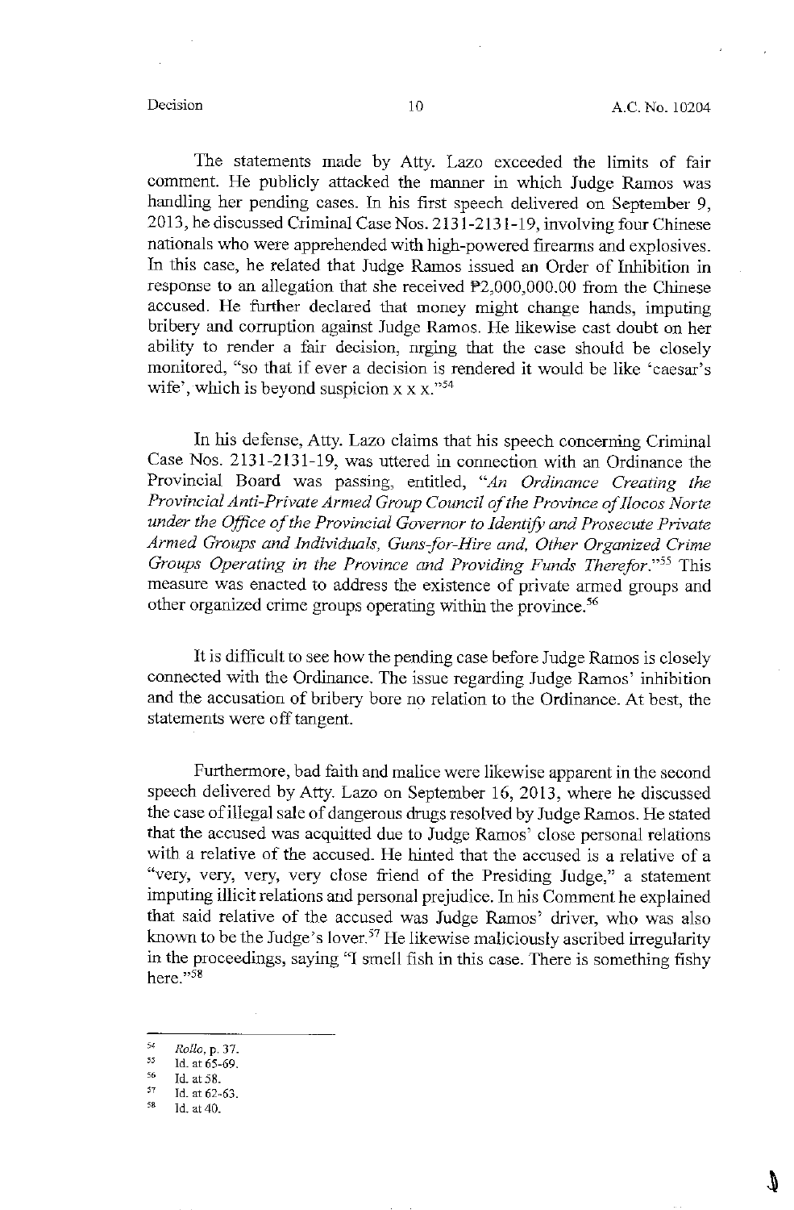The statements made by Atty. Lazo exceeded the limits of fair comment. He publicly attacked the manner in which Judge Ramos was handling her pending cases. In his first speech delivered on September 9, 2013, he discussed Criminal Case Nos. 2131-2131-19, involving four Chinese nationals who were apprehended with high-powered firearms and explosives. In this case, he related that Judge Ramos issued an Order of Inhibition in response to an allegation that she received ₱2,000,000.00 from the Chinese accused. He further declared that money might change hands, imputing bribery and corruption against Judge Ramos. He likewise cast doubt on her ability to render a fair decision, urging that the case should be closely monitored, "so that if ever a decision is rendered it would be like 'caesar's wife', which is beyond suspicion x x x."[54]

In his defense, Atty. Lazo claims that his speech concerning Criminal Case Nos. 2131-2131-19, was uttered in connection with an Ordinance the Provincial Board was passing, entitled, "*An Ordinance Creating the Provincial Anti-Private Armed Group Council of the Province of Ilocos Norte under the Office of the Provincial Governor to Identify and Prosecute Private Armed Groups and Individuals, Guns-for-Hire and, Other Organized Crime Groups Operating in the Province and Providing Funds Therefor.*"[55] This measure was enacted to address the existence of private armed groups and other organized crime groups operating within the province.[56]

It is difficult to see how the pending case before Judge Ramos is closely connected with the Ordinance. The issue regarding Judge Ramos' inhibition and the accusation of bribery bore no relation to the Ordinance. At best, the statements were off tangent.

Furthermore, bad faith and malice were likewise apparent in the second speech delivered by Atty. Lazo on September 16, 2013, where he discussed the case of illegal sale of dangerous drugs resolved by Judge Ramos. He stated that the accused was acquitted due to Judge Ramos' close personal relations with a relative of the accused. He hinted that the accused is a relative of a "very, very, very, very close friend of the Presiding Judge," a statement imputing illicit relations and personal prejudice. In his Comment he explained that said relative of the accused was Judge Ramos' driver, who was also known to be the Judge's lover.[57] He likewise maliciously ascribed irregularity in the proceedings, saying "I smell fish in this case. There is something fishy here."[58]

---

[54] *Rollo*, p. 37.
[55] Id. at 65-69.
[56] Id. at 58.
[57] Id. at 62-63.
[58] Id. at 40.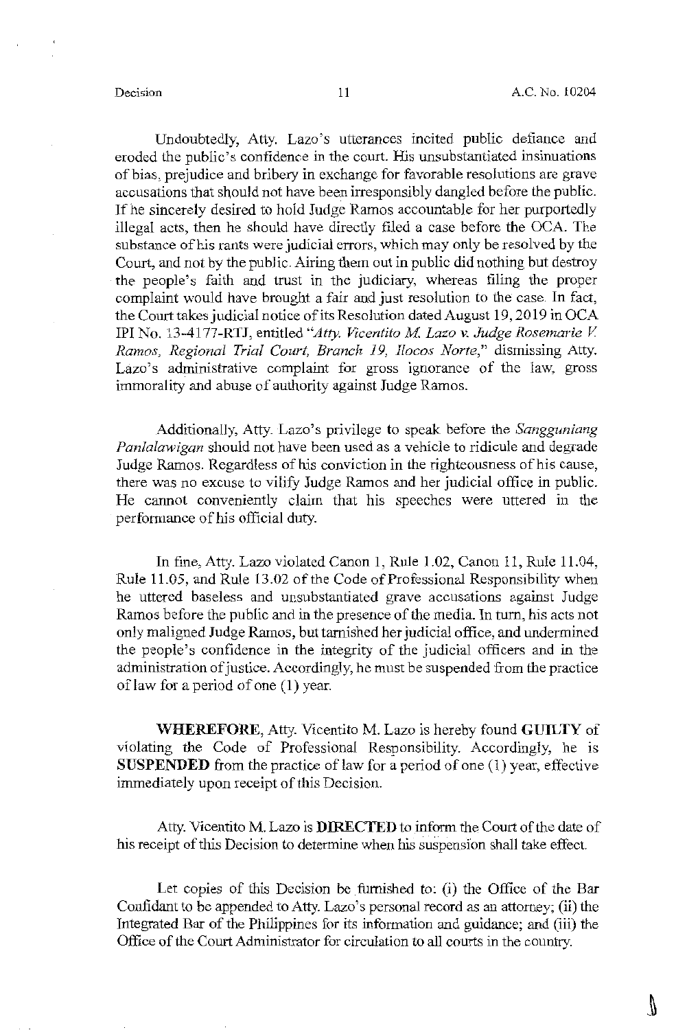Undoubtedly, Atty. Lazo's utterances incited public defiance and eroded the public's confidence in the court. His unsubstantiated insinuations of bias, prejudice and bribery in exchange for favorable resolutions are grave accusations that should not have been irresponsibly dangled before the public. If he sincerely desired to hold Judge Ramos accountable for her purportedly illegal acts, then he should have directly filed a case before the OCA. The substance of his rants were judicial errors, which may only be resolved by the Court, and not by the public. Airing them out in public did nothing but destroy the people's faith and trust in the judiciary, whereas filing the proper complaint would have brought a fair and just resolution to the case. In fact, the Court takes judicial notice of its Resolution dated August 19, 2019 in OCA IPI No. 13-4177-RTJ, entitled "*Atty. Vicentito M. Lazo v. Judge Rosemarie V. Ramos, Regional Trial Court, Branch 19, Ilocos Norte*," dismissing Atty. Lazo's administrative complaint for gross ignorance of the law, gross immorality and abuse of authority against Judge Ramos.

Additionally, Atty. Lazo's privilege to speak before the *Sangguniang Panlalawigan* should not have been used as a vehicle to ridicule and degrade Judge Ramos. Regardless of his conviction in the righteousness of his cause, there was no excuse to vilify Judge Ramos and her judicial office in public. He cannot conveniently claim that his speeches were uttered in the performance of his official duty.

In fine, Atty. Lazo violated Canon 1, Rule 1.02, Canon 11, Rule 11.04, Rule 11.05, and Rule 13.02 of the Code of Professional Responsibility when he uttered baseless and unsubstantiated grave accusations against Judge Ramos before the public and in the presence of the media. In turn, his acts not only maligned Judge Ramos, but tarnished her judicial office, and undermined the people's confidence in the integrity of the judicial officers and in the administration of justice. Accordingly, he must be suspended from the practice of law for a period of one (1) year.

**WHEREFORE**, Atty. Vicentito M. Lazo is hereby found **GUILTY** of violating the Code of Professional Responsibility. Accordingly, he is **SUSPENDED** from the practice of law for a period of one (1) year, effective immediately upon receipt of this Decision.

Atty. Vicentito M. Lazo is **DIRECTED** to inform the Court of the date of his receipt of this Decision to determine when his suspension shall take effect.

Let copies of this Decision be furnished to: (i) the Office of the Bar Confidant to be appended to Atty. Lazo's personal record as an attorney; (ii) the Integrated Bar of the Philippines for its information and guidance; and (iii) the Office of the Court Administrator for circulation to all courts in the country.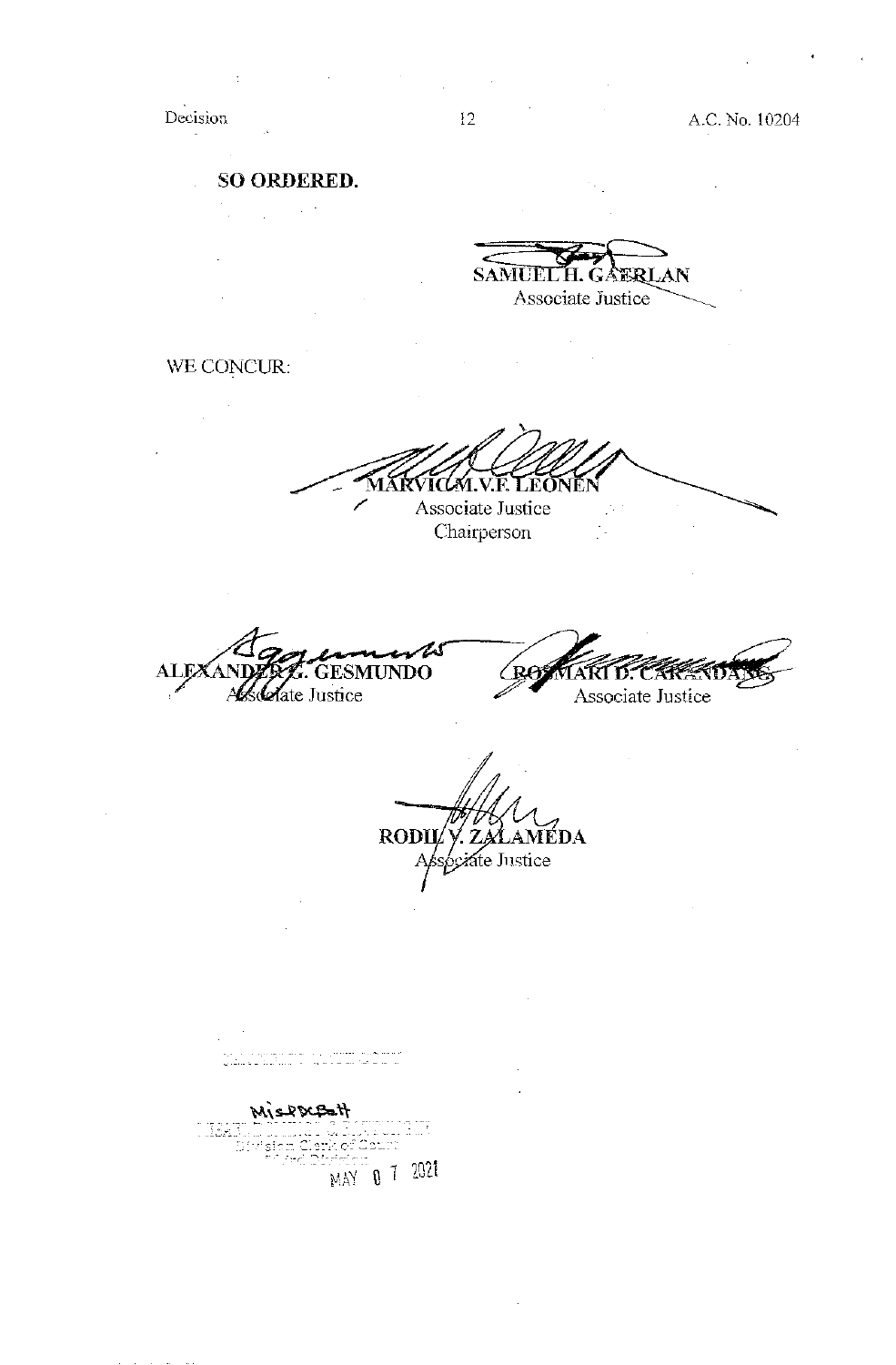**SO ORDERED.**

**SAMUEL H. GAERLAN**
Associate Justice

WE CONCUR:

**MARVIC M.V.F. LEONEN**
Associate Justice
Chairperson

**ALEXANDER G. GESMUNDO**
Associate Justice

**ROSMARI D. CARANDANG**
Associate Justice

**RODIL V. ZALAMEDA**
Associate Justice

MisPDCBatt
Division Clerk of Court
MAY 07 2021